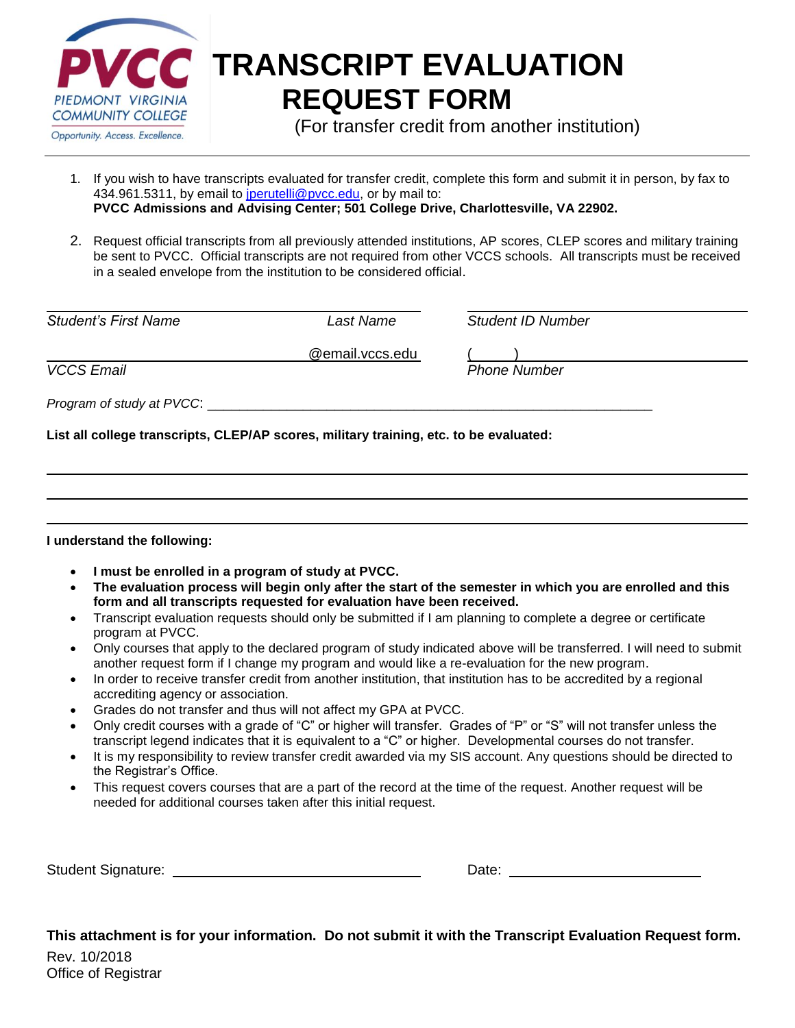PVCC
PIEDMONT VIRGINIA COMMUNITY COLLEGE
Opportunity. Access. Excellence.

# TRANSCRIPT EVALUATION REQUEST FORM

(For transfer credit from another institution)

1. If you wish to have transcripts evaluated for transfer credit, complete this form and submit it in person, by fax to 434.961.5311, by email to jperutelli@pvcc.edu, or by mail to:
   **PVCC Admissions and Advising Center; 501 College Drive, Charlottesville, VA 22902.**

2. Request official transcripts from all previously attended institutions, AP scores, CLEP scores and military training be sent to PVCC. Official transcripts are not required from other VCCS schools. All transcripts must be received in a sealed envelope from the institution to be considered official.

_______________________________________ _______________________________

*Student's First Name* *Last Name* *Student ID Number*

_____________________@email.vccs.edu ( ) _____________________

*VCCS Email* *Phone Number*

*Program of study at PVCC*: _________________________________________________

**List all college transcripts, CLEP/AP scores, military training, etc. to be evaluated:**

_______________________________________________________________________

_______________________________________________________________________

_______________________________________________________________________

**I understand the following:**

- **I must be enrolled in a program of study at PVCC.**
- **The evaluation process will begin only after the start of the semester in which you are enrolled and this form and all transcripts requested for evaluation have been received.**
- Transcript evaluation requests should only be submitted if I am planning to complete a degree or certificate program at PVCC.
- Only courses that apply to the declared program of study indicated above will be transferred. I will need to submit another request form if I change my program and would like a re-evaluation for the new program.
- In order to receive transfer credit from another institution, that institution has to be accredited by a regional accrediting agency or association.
- Grades do not transfer and thus will not affect my GPA at PVCC.
- Only credit courses with a grade of "C" or higher will transfer. Grades of "P" or "S" will not transfer unless the transcript legend indicates that it is equivalent to a "C" or higher. Developmental courses do not transfer.
- It is my responsibility to review transfer credit awarded via my SIS account. Any questions should be directed to the Registrar's Office.
- This request covers courses that are a part of the record at the time of the request. Another request will be needed for additional courses taken after this initial request.

Student Signature: _______________________________ Date: ______________________

**This attachment is for your information. Do not submit it with the Transcript Evaluation Request form.**

Rev. 10/2018
Office of Registrar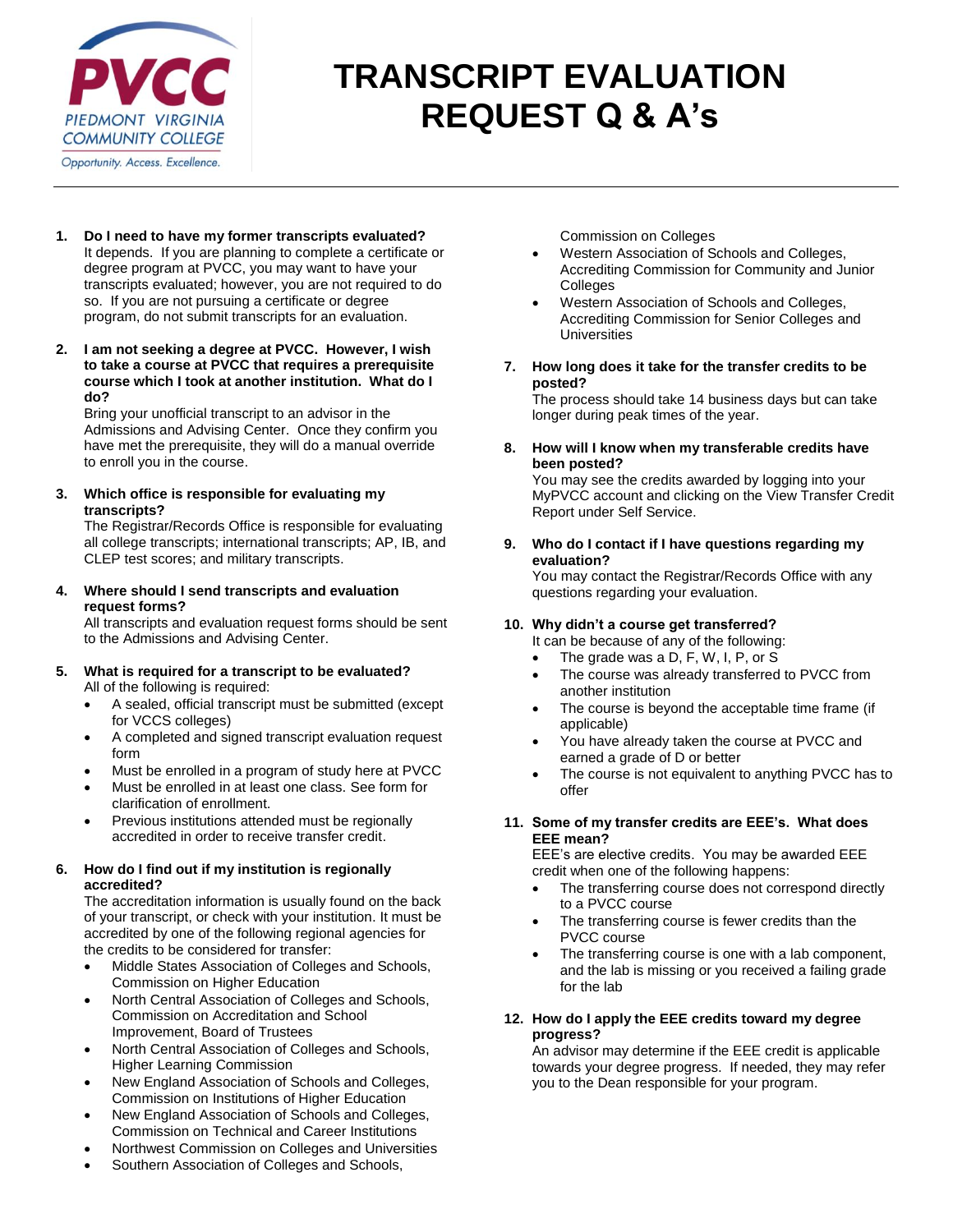# TRANSCRIPT EVALUATION REQUEST Q & A's

PVCC
PIEDMONT VIRGINIA COMMUNITY COLLEGE
Opportunity. Access. Excellence.

1. **Do I need to have my former transcripts evaluated?**
   It depends. If you are planning to complete a certificate or degree program at PVCC, you may want to have your transcripts evaluated; however, you are not required to do so. If you are not pursuing a certificate or degree program, do not submit transcripts for an evaluation.

2. **I am not seeking a degree at PVCC. However, I wish to take a course at PVCC that requires a prerequisite course which I took at another institution. What do I do?**
   Bring your unofficial transcript to an advisor in the Admissions and Advising Center. Once they confirm you have met the prerequisite, they will do a manual override to enroll you in the course.

3. **Which office is responsible for evaluating my transcripts?**
   The Registrar/Records Office is responsible for evaluating all college transcripts; international transcripts; AP, IB, and CLEP test scores; and military transcripts.

4. **Where should I send transcripts and evaluation request forms?**
   All transcripts and evaluation request forms should be sent to the Admissions and Advising Center.

5. **What is required for a transcript to be evaluated?**
   All of the following is required:
   - A sealed, official transcript must be submitted (except for VCCS colleges)
   - A completed and signed transcript evaluation request form
   - Must be enrolled in a program of study here at PVCC
   - Must be enrolled in at least one class. See form for clarification of enrollment.
   - Previous institutions attended must be regionally accredited in order to receive transfer credit.

6. **How do I find out if my institution is regionally accredited?**
   The accreditation information is usually found on the back of your transcript, or check with your institution. It must be accredited by one of the following regional agencies for the credits to be considered for transfer:
   - Middle States Association of Colleges and Schools, Commission on Higher Education
   - North Central Association of Colleges and Schools, Commission on Accreditation and School Improvement, Board of Trustees
   - North Central Association of Colleges and Schools, Higher Learning Commission
   - New England Association of Schools and Colleges, Commission on Institutions of Higher Education
   - New England Association of Schools and Colleges, Commission on Technical and Career Institutions
   - Northwest Commission on Colleges and Universities
   - Southern Association of Colleges and Schools, Commission on Colleges
   - Western Association of Schools and Colleges, Accrediting Commission for Community and Junior Colleges
   - Western Association of Schools and Colleges, Accrediting Commission for Senior Colleges and Universities

7. **How long does it take for the transfer credits to be posted?**
   The process should take 14 business days but can take longer during peak times of the year.

8. **How will I know when my transferable credits have been posted?**
   You may see the credits awarded by logging into your MyPVCC account and clicking on the View Transfer Credit Report under Self Service.

9. **Who do I contact if I have questions regarding my evaluation?**
   You may contact the Registrar/Records Office with any questions regarding your evaluation.

10. **Why didn't a course get transferred?**
    It can be because of any of the following:
    - The grade was a D, F, W, I, P, or S
    - The course was already transferred to PVCC from another institution
    - The course is beyond the acceptable time frame (if applicable)
    - You have already taken the course at PVCC and earned a grade of D or better
    - The course is not equivalent to anything PVCC has to offer

11. **Some of my transfer credits are EEE's. What does EEE mean?**
    EEE's are elective credits. You may be awarded EEE credit when one of the following happens:
    - The transferring course does not correspond directly to a PVCC course
    - The transferring course is fewer credits than the PVCC course
    - The transferring course is one with a lab component, and the lab is missing or you received a failing grade for the lab

12. **How do I apply the EEE credits toward my degree progress?**
    An advisor may determine if the EEE credit is applicable towards your degree progress. If needed, they may refer you to the Dean responsible for your program.